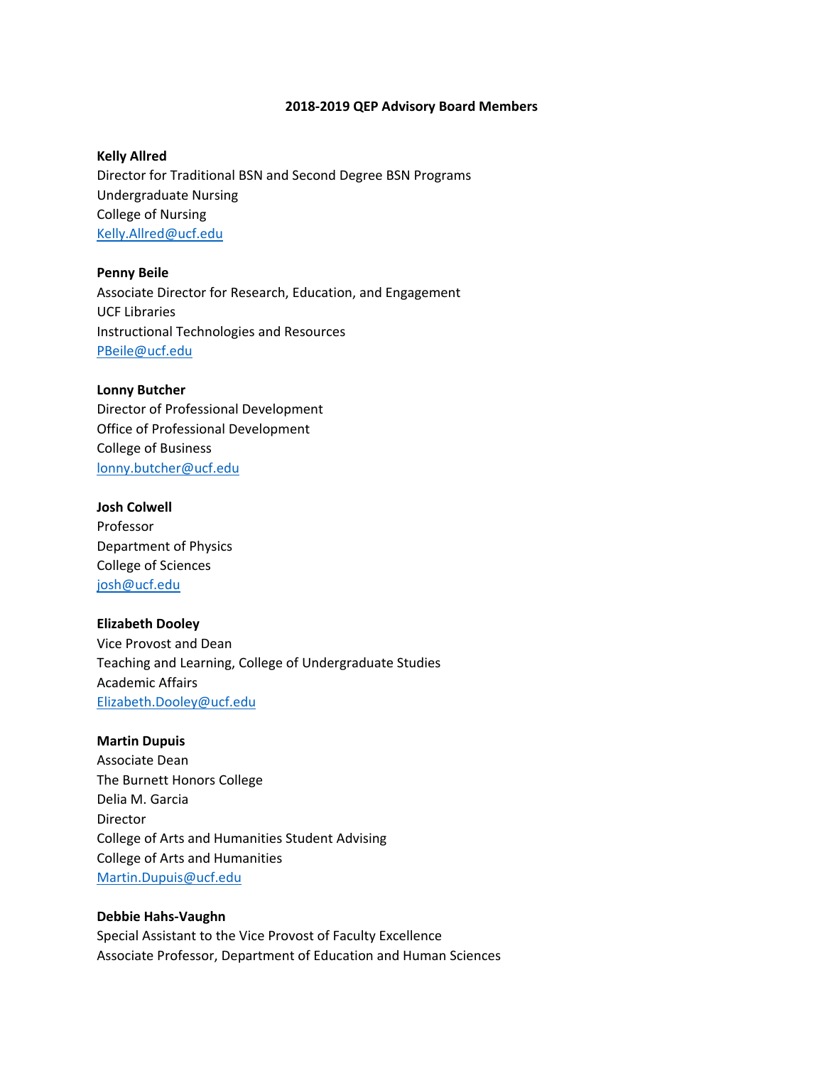**2018-2019 QEP Advisory Board Members**

**Kelly Allred**
Director for Traditional BSN and Second Degree BSN Programs
Undergraduate Nursing
College of Nursing
Kelly.Allred@ucf.edu

**Penny Beile**
Associate Director for Research, Education, and Engagement
UCF Libraries
Instructional Technologies and Resources
PBeile@ucf.edu

**Lonny Butcher**
Director of Professional Development
Office of Professional Development
College of Business
lonny.butcher@ucf.edu

**Josh Colwell**
Professor
Department of Physics
College of Sciences
josh@ucf.edu

**Elizabeth Dooley**
Vice Provost and Dean
Teaching and Learning, College of Undergraduate Studies
Academic Affairs
Elizabeth.Dooley@ucf.edu

**Martin Dupuis**
Associate Dean
The Burnett Honors College
Delia M. Garcia
Director
College of Arts and Humanities Student Advising
College of Arts and Humanities
Martin.Dupuis@ucf.edu

**Debbie Hahs-Vaughn**
Special Assistant to the Vice Provost of Faculty Excellence
Associate Professor, Department of Education and Human Sciences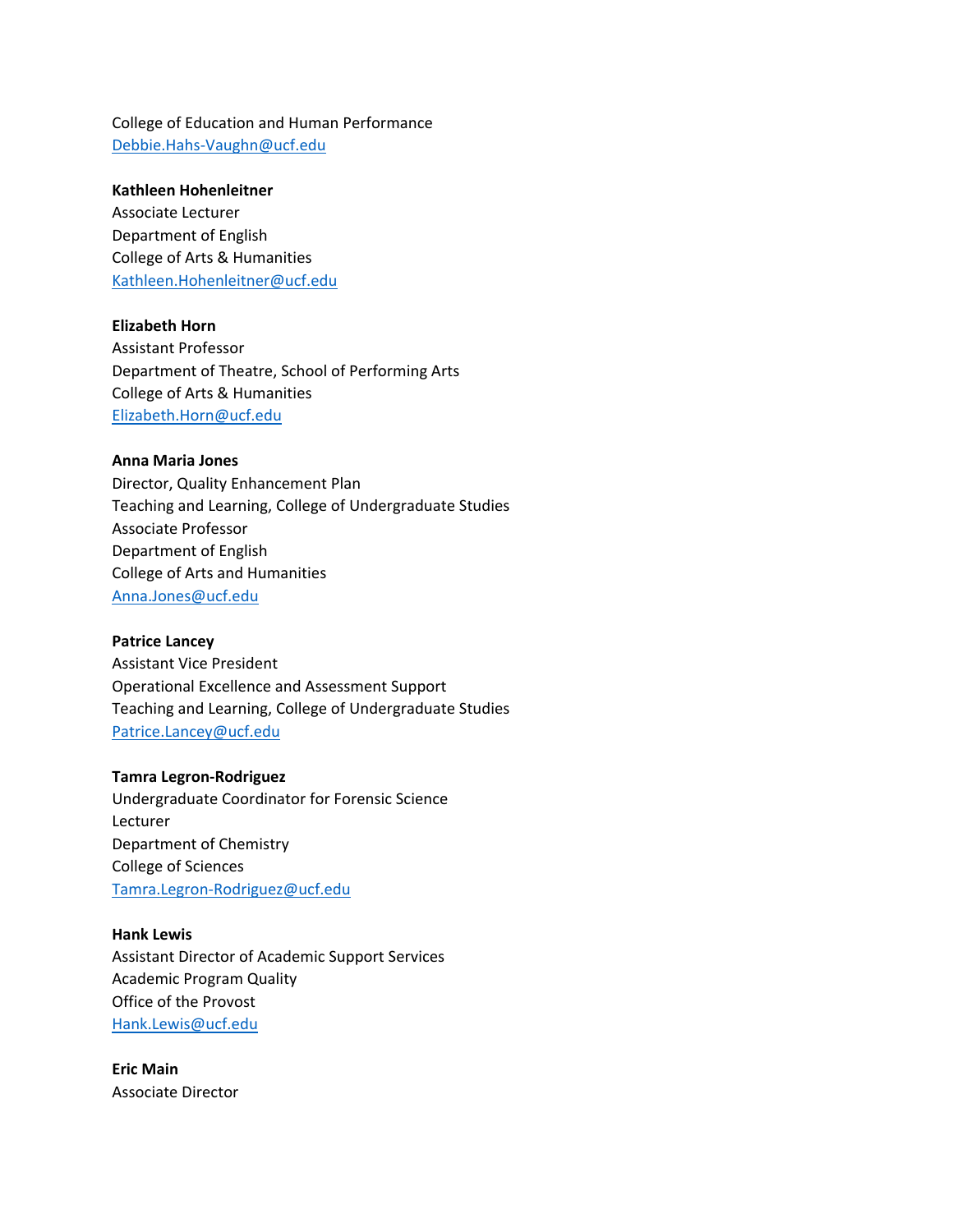College of Education and Human Performance
Debbie.Hahs-Vaughn@ucf.edu

**Kathleen Hohenleitner**
Associate Lecturer
Department of English
College of Arts & Humanities
Kathleen.Hohenleitner@ucf.edu

**Elizabeth Horn**
Assistant Professor
Department of Theatre, School of Performing Arts
College of Arts & Humanities
Elizabeth.Horn@ucf.edu

**Anna Maria Jones**
Director, Quality Enhancement Plan
Teaching and Learning, College of Undergraduate Studies
Associate Professor
Department of English
College of Arts and Humanities
Anna.Jones@ucf.edu

**Patrice Lancey**
Assistant Vice President
Operational Excellence and Assessment Support
Teaching and Learning, College of Undergraduate Studies
Patrice.Lancey@ucf.edu

**Tamra Legron-Rodriguez**
Undergraduate Coordinator for Forensic Science
Lecturer
Department of Chemistry
College of Sciences
Tamra.Legron-Rodriguez@ucf.edu

**Hank Lewis**
Assistant Director of Academic Support Services
Academic Program Quality
Office of the Provost
Hank.Lewis@ucf.edu

**Eric Main**
Associate Director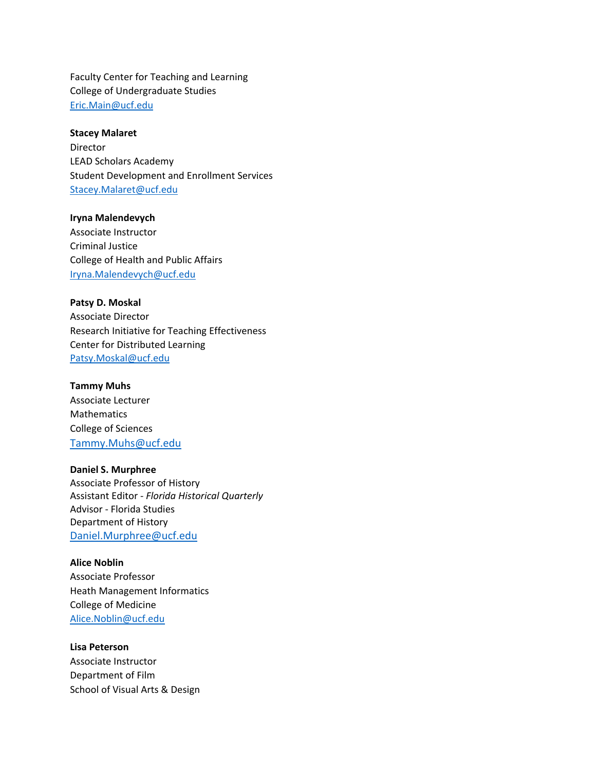Faculty Center for Teaching and Learning
College of Undergraduate Studies
Eric.Main@ucf.edu

**Stacey Malaret**
Director
LEAD Scholars Academy
Student Development and Enrollment Services
Stacey.Malaret@ucf.edu

**Iryna Malendevych**
Associate Instructor
Criminal Justice
College of Health and Public Affairs
Iryna.Malendevych@ucf.edu

**Patsy D. Moskal**
Associate Director
Research Initiative for Teaching Effectiveness
Center for Distributed Learning
Patsy.Moskal@ucf.edu

**Tammy Muhs**
Associate Lecturer
Mathematics
College of Sciences
Tammy.Muhs@ucf.edu

**Daniel S. Murphree**
Associate Professor of History
Assistant Editor - *Florida Historical Quarterly*
Advisor - Florida Studies
Department of History
Daniel.Murphree@ucf.edu

**Alice Noblin**
Associate Professor
Heath Management Informatics
College of Medicine
Alice.Noblin@ucf.edu

**Lisa Peterson**
Associate Instructor
Department of Film
School of Visual Arts & Design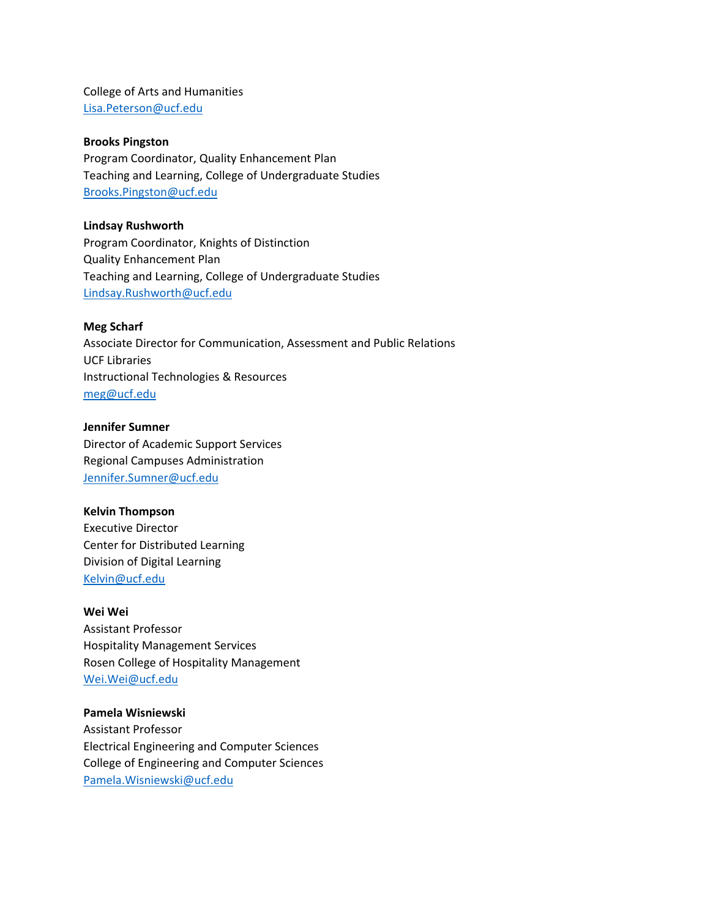College of Arts and Humanities
Lisa.Peterson@ucf.edu

**Brooks Pingston**
Program Coordinator, Quality Enhancement Plan
Teaching and Learning, College of Undergraduate Studies
Brooks.Pingston@ucf.edu

**Lindsay Rushworth**
Program Coordinator, Knights of Distinction
Quality Enhancement Plan
Teaching and Learning, College of Undergraduate Studies
Lindsay.Rushworth@ucf.edu

**Meg Scharf**
Associate Director for Communication, Assessment and Public Relations
UCF Libraries
Instructional Technologies & Resources
meg@ucf.edu

**Jennifer Sumner**
Director of Academic Support Services
Regional Campuses Administration
Jennifer.Sumner@ucf.edu

**Kelvin Thompson**
Executive Director
Center for Distributed Learning
Division of Digital Learning
Kelvin@ucf.edu

**Wei Wei**
Assistant Professor
Hospitality Management Services
Rosen College of Hospitality Management
Wei.Wei@ucf.edu

**Pamela Wisniewski**
Assistant Professor
Electrical Engineering and Computer Sciences
College of Engineering and Computer Sciences
Pamela.Wisniewski@ucf.edu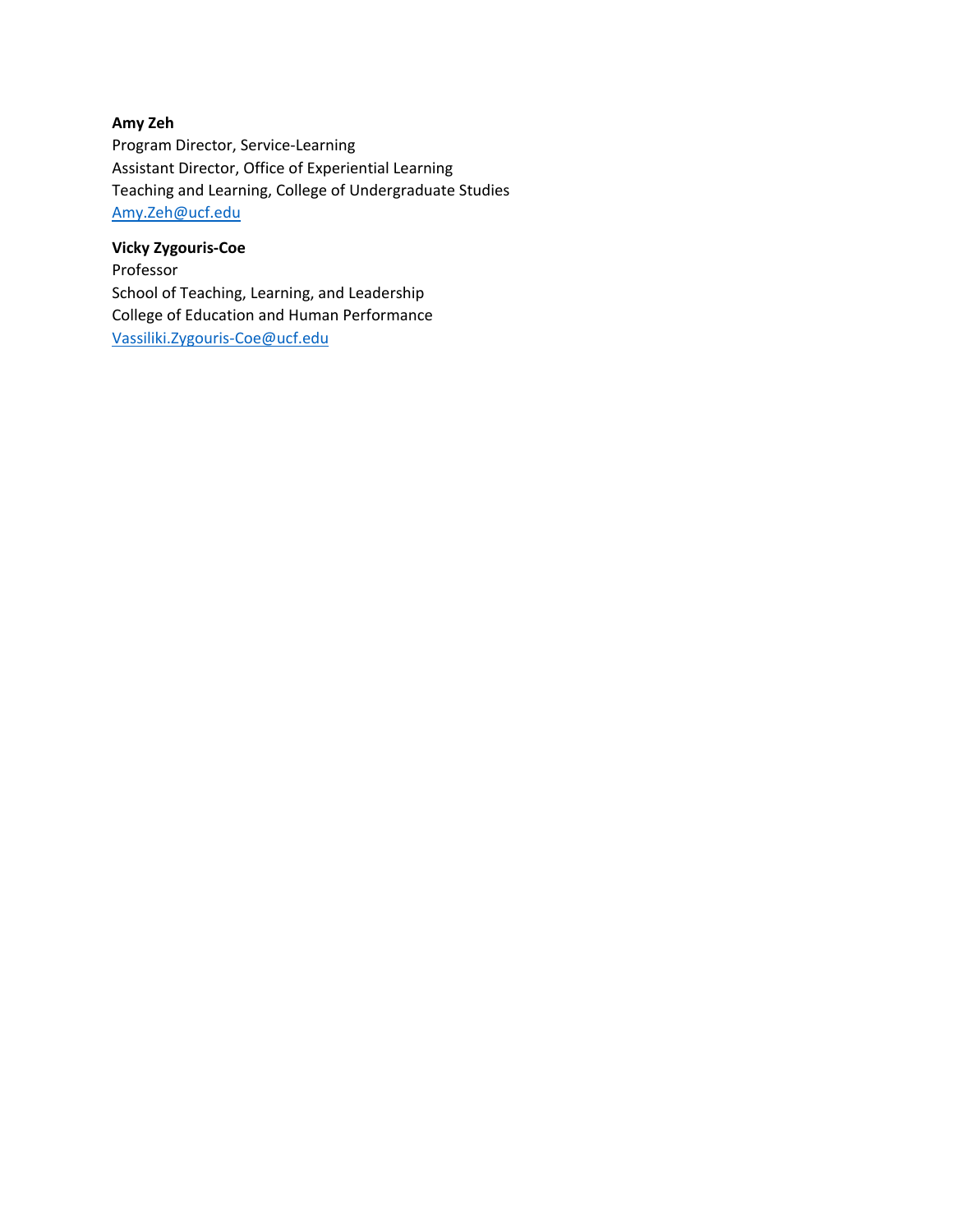**Amy Zeh**
Program Director, Service-Learning
Assistant Director, Office of Experiential Learning
Teaching and Learning, College of Undergraduate Studies
Amy.Zeh@ucf.edu

**Vicky Zygouris-Coe**
Professor
School of Teaching, Learning, and Leadership
College of Education and Human Performance
Vassiliki.Zygouris-Coe@ucf.edu